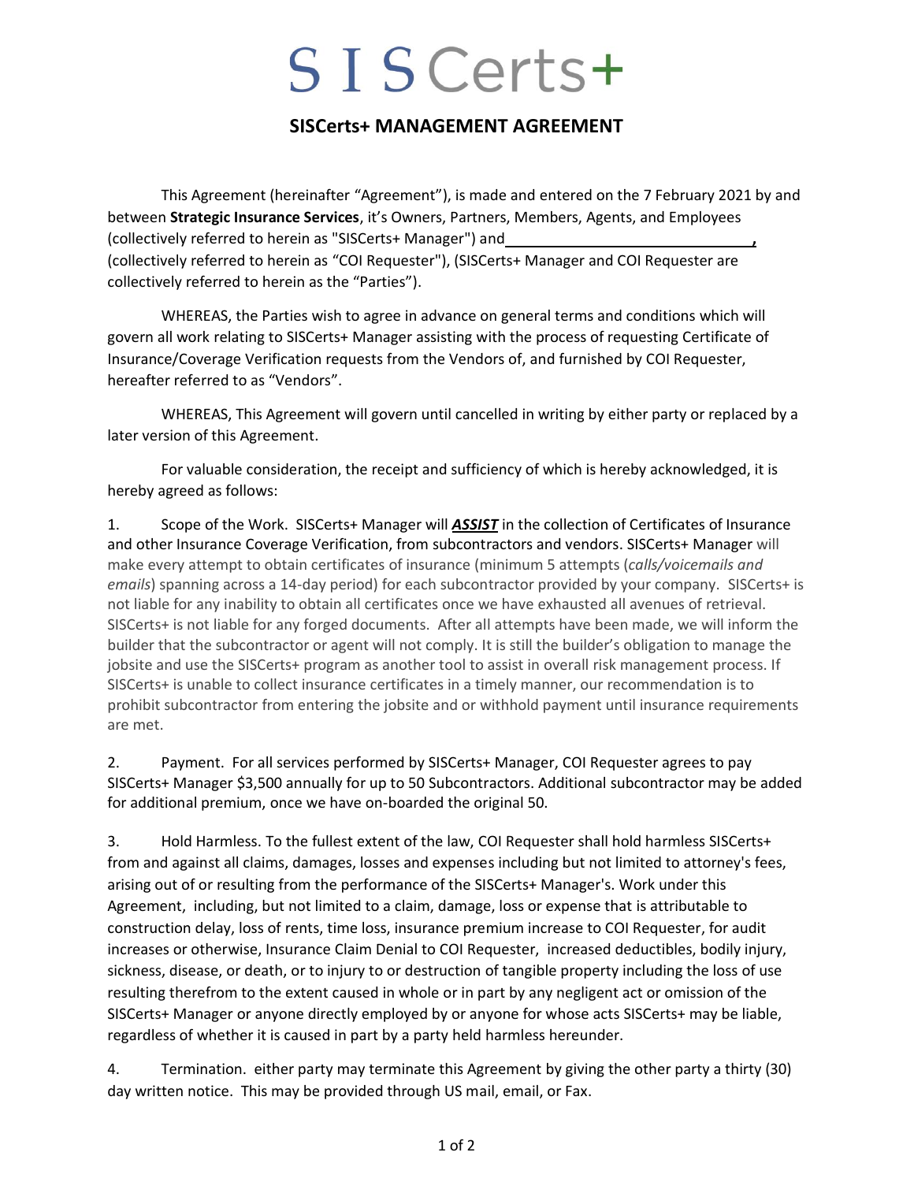# SISCerts+

## SISCerts+ MANAGEMENT AGREEMENT

This Agreement (hereinafter "Agreement"), is made and entered on the 7 February 2021 by and between **Strategic Insurance Services**, it's Owners, Partners, Members, Agents, and Employees (collectively referred to herein as "SISCerts+ Manager") and ______________________________, (collectively referred to herein as "COI Requester"), (SISCerts+ Manager and COI Requester are collectively referred to herein as the "Parties").

WHEREAS, the Parties wish to agree in advance on general terms and conditions which will govern all work relating to SISCerts+ Manager assisting with the process of requesting Certificate of Insurance/Coverage Verification requests from the Vendors of, and furnished by COI Requester, hereafter referred to as "Vendors".

WHEREAS, This Agreement will govern until cancelled in writing by either party or replaced by a later version of this Agreement.

For valuable consideration, the receipt and sufficiency of which is hereby acknowledged, it is hereby agreed as follows:

1. Scope of the Work. SISCerts+ Manager will ***ASSIST*** in the collection of Certificates of Insurance and other Insurance Coverage Verification, from subcontractors and vendors. SISCerts+ Manager will make every attempt to obtain certificates of insurance (minimum 5 attempts (*calls/voicemails and emails*) spanning across a 14-day period) for each subcontractor provided by your company. SISCerts+ is not liable for any inability to obtain all certificates once we have exhausted all avenues of retrieval. SISCerts+ is not liable for any forged documents. After all attempts have been made, we will inform the builder that the subcontractor or agent will not comply. It is still the builder's obligation to manage the jobsite and use the SISCerts+ program as another tool to assist in overall risk management process. If SISCerts+ is unable to collect insurance certificates in a timely manner, our recommendation is to prohibit subcontractor from entering the jobsite and or withhold payment until insurance requirements are met.

2. Payment. For all services performed by SISCerts+ Manager, COI Requester agrees to pay SISCerts+ Manager $3,500 annually for up to 50 Subcontractors. Additional subcontractor may be added for additional premium, once we have on-boarded the original 50.

3. Hold Harmless. To the fullest extent of the law, COI Requester shall hold harmless SISCerts+ from and against all claims, damages, losses and expenses including but not limited to attorney's fees, arising out of or resulting from the performance of the SISCerts+ Manager's. Work under this Agreement, including, but not limited to a claim, damage, loss or expense that is attributable to construction delay, loss of rents, time loss, insurance premium increase to COI Requester, for audit increases or otherwise, Insurance Claim Denial to COI Requester, increased deductibles, bodily injury, sickness, disease, or death, or to injury to or destruction of tangible property including the loss of use resulting therefrom to the extent caused in whole or in part by any negligent act or omission of the SISCerts+ Manager or anyone directly employed by or anyone for whose acts SISCerts+ may be liable, regardless of whether it is caused in part by a party held harmless hereunder.

4. Termination. either party may terminate this Agreement by giving the other party a thirty (30) day written notice. This may be provided through US mail, email, or Fax.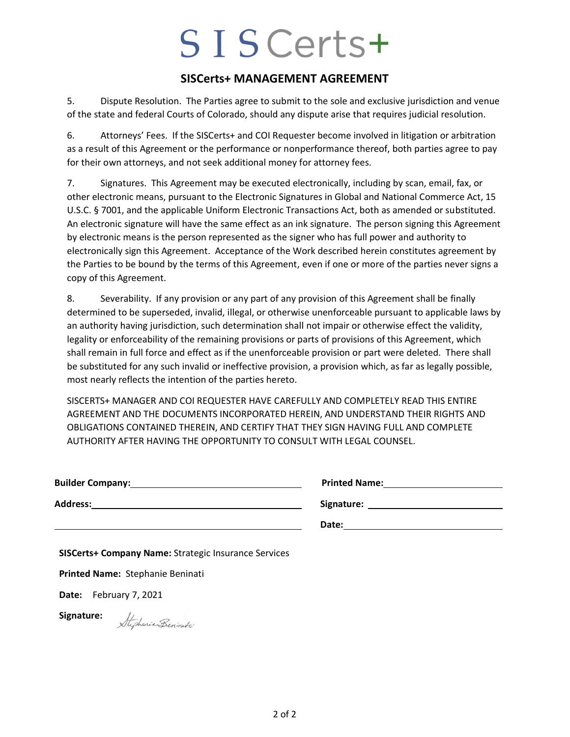# S I S Certs+

## SISCerts+ MANAGEMENT AGREEMENT

5. Dispute Resolution. The Parties agree to submit to the sole and exclusive jurisdiction and venue of the state and federal Courts of Colorado, should any dispute arise that requires judicial resolution.

6. Attorneys' Fees. If the SISCerts+ and COI Requester become involved in litigation or arbitration as a result of this Agreement or the performance or nonperformance thereof, both parties agree to pay for their own attorneys, and not seek additional money for attorney fees.

7. Signatures. This Agreement may be executed electronically, including by scan, email, fax, or other electronic means, pursuant to the Electronic Signatures in Global and National Commerce Act, 15 U.S.C. § 7001, and the applicable Uniform Electronic Transactions Act, both as amended or substituted. An electronic signature will have the same effect as an ink signature. The person signing this Agreement by electronic means is the person represented as the signer who has full power and authority to electronically sign this Agreement. Acceptance of the Work described herein constitutes agreement by the Parties to be bound by the terms of this Agreement, even if one or more of the parties never signs a copy of this Agreement.

8. Severability. If any provision or any part of any provision of this Agreement shall be finally determined to be superseded, invalid, illegal, or otherwise unenforceable pursuant to applicable laws by an authority having jurisdiction, such determination shall not impair or otherwise effect the validity, legality or enforceability of the remaining provisions or parts of provisions of this Agreement, which shall remain in full force and effect as if the unenforceable provision or part were deleted. There shall be substituted for any such invalid or ineffective provision, a provision which, as far as legally possible, most nearly reflects the intention of the parties hereto.

SISCERTS+ MANAGER AND COI REQUESTER HAVE CAREFULLY AND COMPLETELY READ THIS ENTIRE AGREEMENT AND THE DOCUMENTS INCORPORATED HEREIN, AND UNDERSTAND THEIR RIGHTS AND OBLIGATIONS CONTAINED THEREIN, AND CERTIFY THAT THEY SIGN HAVING FULL AND COMPLETE AUTHORITY AFTER HAVING THE OPPORTUNITY TO CONSULT WITH LEGAL COUNSEL.

**Builder Company:** ______________________

**Address:** ______________________

______________________

**Printed Name:** ______________________

**Signature:** ______________________

**Date:** ______________________

**SISCerts+ Company Name:** Strategic Insurance Services

**Printed Name:** Stephanie Beninati

**Date:** February 7, 2021

**Signature:** Stephanie Beninati